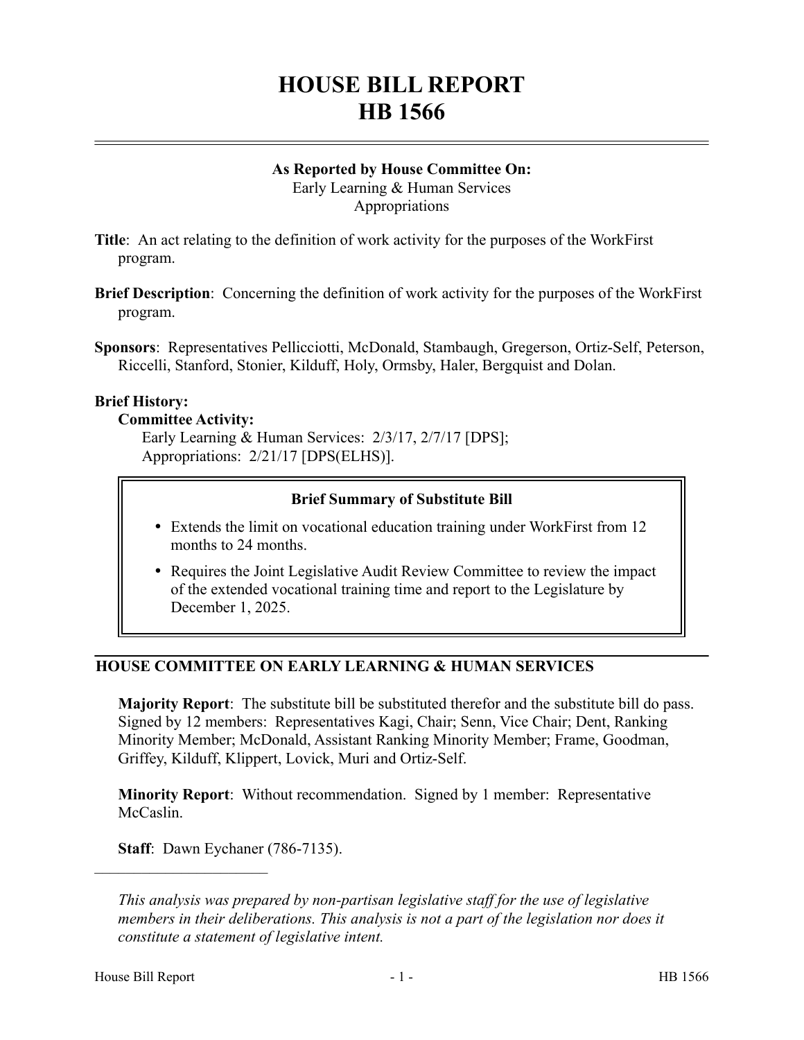# HOUSE BILL REPORT
# HB 1566

**As Reported by House Committee On:**
Early Learning & Human Services
Appropriations

**Title**: An act relating to the definition of work activity for the purposes of the WorkFirst program.

**Brief Description**: Concerning the definition of work activity for the purposes of the WorkFirst program.

**Sponsors**: Representatives Pellicciotti, McDonald, Stambaugh, Gregerson, Ortiz-Self, Peterson, Riccelli, Stanford, Stonier, Kilduff, Holy, Ormsby, Haler, Bergquist and Dolan.

**Brief History:**

**Committee Activity:**

Early Learning & Human Services: 2/3/17, 2/7/17 [DPS];
Appropriations: 2/21/17 [DPS(ELHS)].

**Brief Summary of Substitute Bill**

- Extends the limit on vocational education training under WorkFirst from 12 months to 24 months.
- Requires the Joint Legislative Audit Review Committee to review the impact of the extended vocational training time and report to the Legislature by December 1, 2025.

## HOUSE COMMITTEE ON EARLY LEARNING & HUMAN SERVICES

**Majority Report**: The substitute bill be substituted therefor and the substitute bill do pass. Signed by 12 members: Representatives Kagi, Chair; Senn, Vice Chair; Dent, Ranking Minority Member; McDonald, Assistant Ranking Minority Member; Frame, Goodman, Griffey, Kilduff, Klippert, Lovick, Muri and Ortiz-Self.

**Minority Report**: Without recommendation. Signed by 1 member: Representative McCaslin.

**Staff**: Dawn Eychaner (786-7135).

---

*This analysis was prepared by non-partisan legislative staff for the use of legislative members in their deliberations. This analysis is not a part of the legislation nor does it constitute a statement of legislative intent.*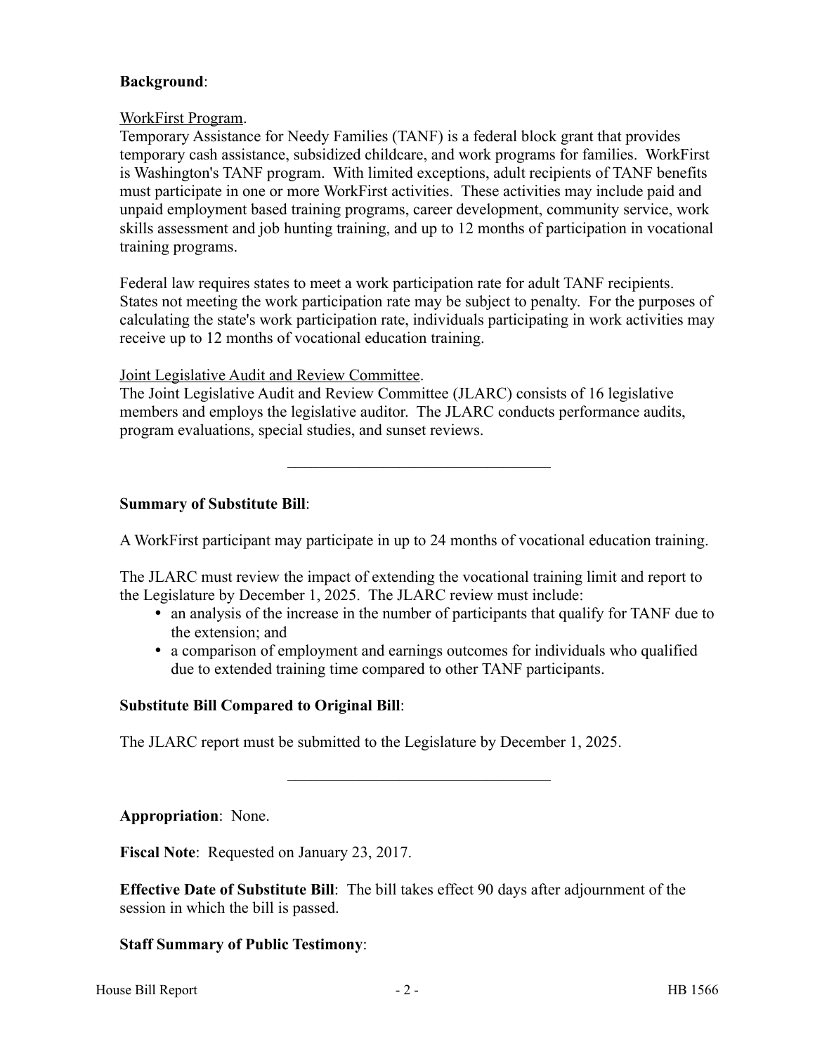**Background**:

WorkFirst Program.

Temporary Assistance for Needy Families (TANF) is a federal block grant that provides temporary cash assistance, subsidized childcare, and work programs for families. WorkFirst is Washington's TANF program. With limited exceptions, adult recipients of TANF benefits must participate in one or more WorkFirst activities. These activities may include paid and unpaid employment based training programs, career development, community service, work skills assessment and job hunting training, and up to 12 months of participation in vocational training programs.

Federal law requires states to meet a work participation rate for adult TANF recipients. States not meeting the work participation rate may be subject to penalty. For the purposes of calculating the state's work participation rate, individuals participating in work activities may receive up to 12 months of vocational education training.

Joint Legislative Audit and Review Committee.

The Joint Legislative Audit and Review Committee (JLARC) consists of 16 legislative members and employs the legislative auditor. The JLARC conducts performance audits, program evaluations, special studies, and sunset reviews.

---

**Summary of Substitute Bill**:

A WorkFirst participant may participate in up to 24 months of vocational education training.

The JLARC must review the impact of extending the vocational training limit and report to the Legislature by December 1, 2025. The JLARC review must include:

- an analysis of the increase in the number of participants that qualify for TANF due to the extension; and
- a comparison of employment and earnings outcomes for individuals who qualified due to extended training time compared to other TANF participants.

**Substitute Bill Compared to Original Bill**:

The JLARC report must be submitted to the Legislature by December 1, 2025.

---

**Appropriation**: None.

**Fiscal Note**: Requested on January 23, 2017.

**Effective Date of Substitute Bill**: The bill takes effect 90 days after adjournment of the session in which the bill is passed.

**Staff Summary of Public Testimony**: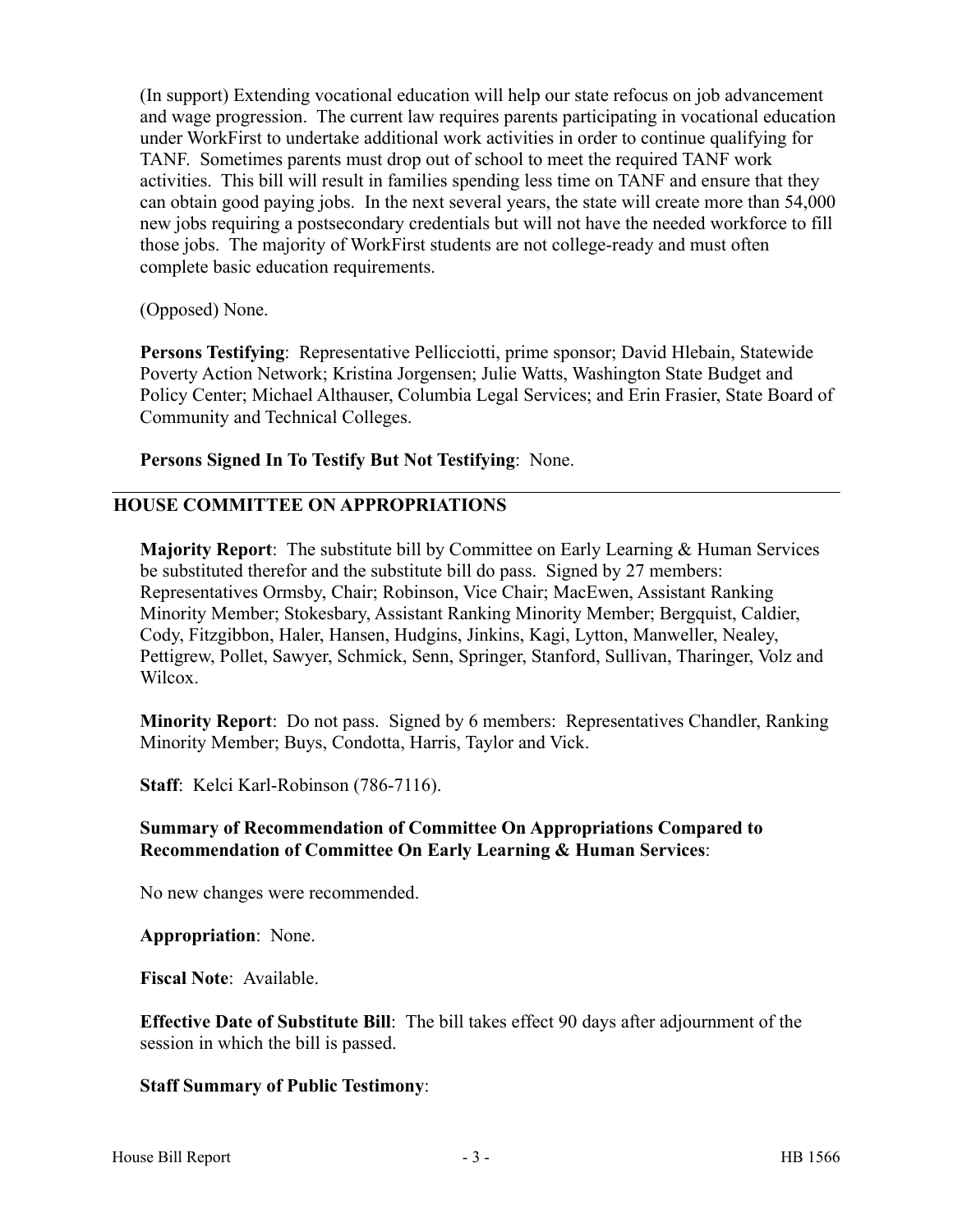(In support) Extending vocational education will help our state refocus on job advancement and wage progression. The current law requires parents participating in vocational education under WorkFirst to undertake additional work activities in order to continue qualifying for TANF. Sometimes parents must drop out of school to meet the required TANF work activities. This bill will result in families spending less time on TANF and ensure that they can obtain good paying jobs. In the next several years, the state will create more than 54,000 new jobs requiring a postsecondary credentials but will not have the needed workforce to fill those jobs. The majority of WorkFirst students are not college-ready and must often complete basic education requirements.

(Opposed) None.

**Persons Testifying**: Representative Pellicciotti, prime sponsor; David Hlebain, Statewide Poverty Action Network; Kristina Jorgensen; Julie Watts, Washington State Budget and Policy Center; Michael Althauser, Columbia Legal Services; and Erin Frasier, State Board of Community and Technical Colleges.

**Persons Signed In To Testify But Not Testifying**: None.

---

## HOUSE COMMITTEE ON APPROPRIATIONS

**Majority Report**: The substitute bill by Committee on Early Learning & Human Services be substituted therefor and the substitute bill do pass. Signed by 27 members: Representatives Ormsby, Chair; Robinson, Vice Chair; MacEwen, Assistant Ranking Minority Member; Stokesbary, Assistant Ranking Minority Member; Bergquist, Caldier, Cody, Fitzgibbon, Haler, Hansen, Hudgins, Jinkins, Kagi, Lytton, Manweller, Nealey, Pettigrew, Pollet, Sawyer, Schmick, Senn, Springer, Stanford, Sullivan, Tharinger, Volz and Wilcox.

**Minority Report**: Do not pass. Signed by 6 members: Representatives Chandler, Ranking Minority Member; Buys, Condotta, Harris, Taylor and Vick.

**Staff**: Kelci Karl-Robinson (786-7116).

**Summary of Recommendation of Committee On Appropriations Compared to Recommendation of Committee On Early Learning & Human Services**:

No new changes were recommended.

**Appropriation**: None.

**Fiscal Note**: Available.

**Effective Date of Substitute Bill**: The bill takes effect 90 days after adjournment of the session in which the bill is passed.

**Staff Summary of Public Testimony**: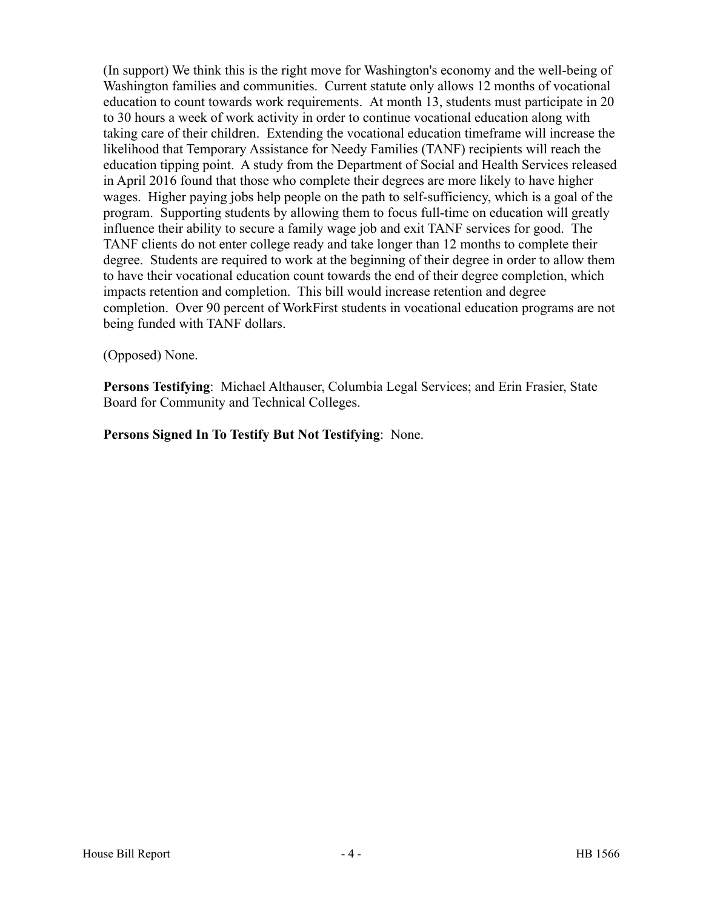(In support) We think this is the right move for Washington's economy and the well-being of Washington families and communities. Current statute only allows 12 months of vocational education to count towards work requirements. At month 13, students must participate in 20 to 30 hours a week of work activity in order to continue vocational education along with taking care of their children. Extending the vocational education timeframe will increase the likelihood that Temporary Assistance for Needy Families (TANF) recipients will reach the education tipping point. A study from the Department of Social and Health Services released in April 2016 found that those who complete their degrees are more likely to have higher wages. Higher paying jobs help people on the path to self-sufficiency, which is a goal of the program. Supporting students by allowing them to focus full-time on education will greatly influence their ability to secure a family wage job and exit TANF services for good. The TANF clients do not enter college ready and take longer than 12 months to complete their degree. Students are required to work at the beginning of their degree in order to allow them to have their vocational education count towards the end of their degree completion, which impacts retention and completion. This bill would increase retention and degree completion. Over 90 percent of WorkFirst students in vocational education programs are not being funded with TANF dollars.

(Opposed) None.

**Persons Testifying**: Michael Althauser, Columbia Legal Services; and Erin Frasier, State Board for Community and Technical Colleges.

**Persons Signed In To Testify But Not Testifying**: None.